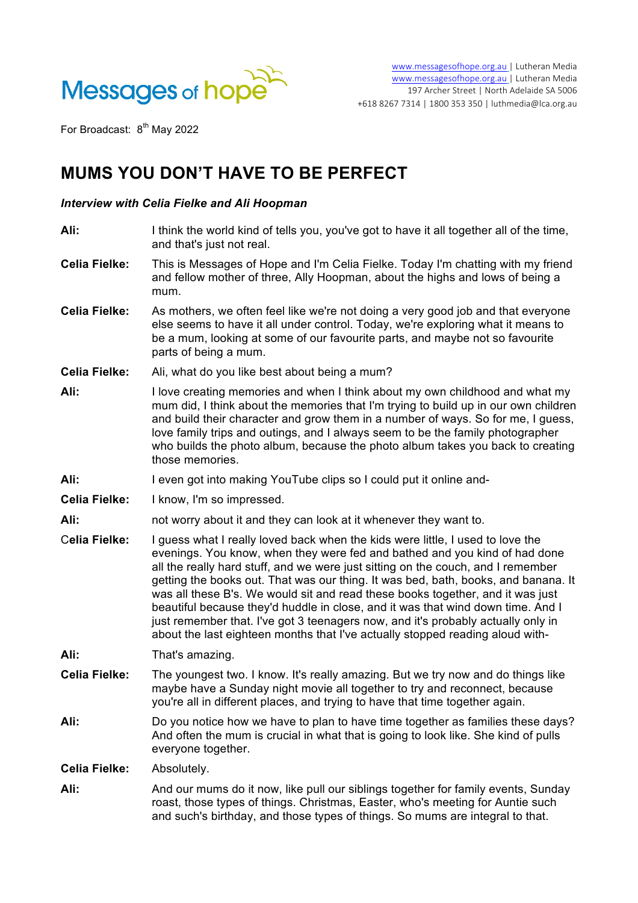Messages of hope

www.messagesofhope.org.au | Lutheran Media
www.messagesofhope.org.au | Lutheran Media
197 Archer Street | North Adelaide SA 5006
+618 8267 7314 | 1800 353 350 | luthmedia@lca.org.au

For Broadcast: 8th May 2022

# MUMS YOU DON'T HAVE TO BE PERFECT

***Interview with Celia Fielke and Ali Hoopman***

**Ali:** I think the world kind of tells you, you've got to have it all together all of the time, and that's just not real.

**Celia Fielke:** This is Messages of Hope and I'm Celia Fielke. Today I'm chatting with my friend and fellow mother of three, Ally Hoopman, about the highs and lows of being a mum.

**Celia Fielke:** As mothers, we often feel like we're not doing a very good job and that everyone else seems to have it all under control. Today, we're exploring what it means to be a mum, looking at some of our favourite parts, and maybe not so favourite parts of being a mum.

**Celia Fielke:** Ali, what do you like best about being a mum?

**Ali:** I love creating memories and when I think about my own childhood and what my mum did, I think about the memories that I'm trying to build up in our own children and build their character and grow them in a number of ways. So for me, I guess, love family trips and outings, and I always seem to be the family photographer who builds the photo album, because the photo album takes you back to creating those memories.

**Ali:** I even got into making YouTube clips so I could put it online and-

**Celia Fielke:** I know, I'm so impressed.

**Ali:** not worry about it and they can look at it whenever they want to.

**Celia Fielke:** I guess what I really loved back when the kids were little, I used to love the evenings. You know, when they were fed and bathed and you kind of had done all the really hard stuff, and we were just sitting on the couch, and I remember getting the books out. That was our thing. It was bed, bath, books, and banana. It was all these B's. We would sit and read these books together, and it was just beautiful because they'd huddle in close, and it was that wind down time. And I just remember that. I've got 3 teenagers now, and it's probably actually only in about the last eighteen months that I've actually stopped reading aloud with-

**Ali:** That's amazing.

**Celia Fielke:** The youngest two. I know. It's really amazing. But we try now and do things like maybe have a Sunday night movie all together to try and reconnect, because you're all in different places, and trying to have that time together again.

**Ali:** Do you notice how we have to plan to have time together as families these days? And often the mum is crucial in what that is going to look like. She kind of pulls everyone together.

**Celia Fielke:** Absolutely.

**Ali:** And our mums do it now, like pull our siblings together for family events, Sunday roast, those types of things. Christmas, Easter, who's meeting for Auntie such and such's birthday, and those types of things. So mums are integral to that.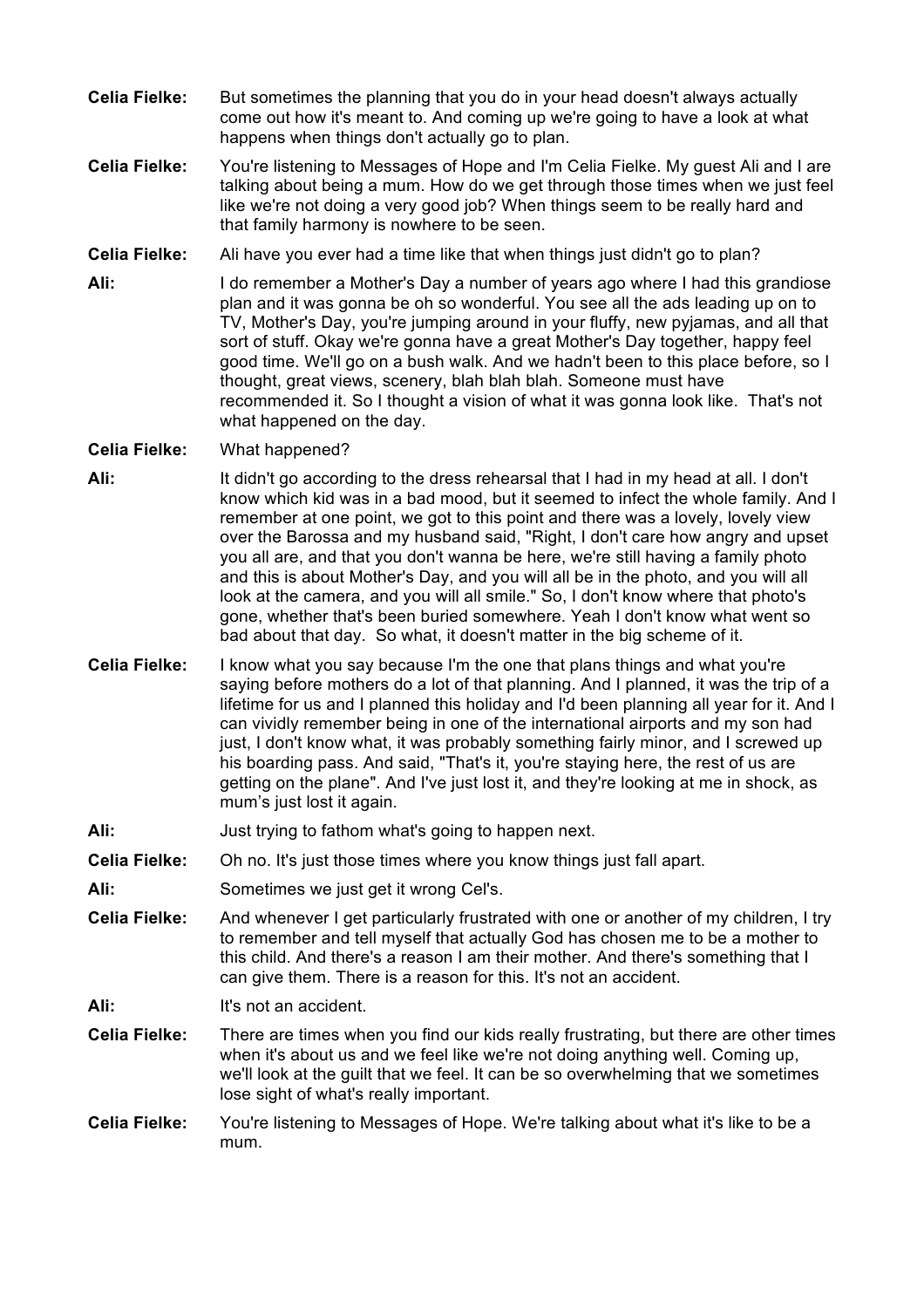**Celia Fielke:** But sometimes the planning that you do in your head doesn't always actually come out how it's meant to. And coming up we're going to have a look at what happens when things don't actually go to plan.

**Celia Fielke:** You're listening to Messages of Hope and I'm Celia Fielke. My guest Ali and I are talking about being a mum. How do we get through those times when we just feel like we're not doing a very good job? When things seem to be really hard and that family harmony is nowhere to be seen.

**Celia Fielke:** Ali have you ever had a time like that when things just didn't go to plan?

**Ali:** I do remember a Mother's Day a number of years ago where I had this grandiose plan and it was gonna be oh so wonderful. You see all the ads leading up on to TV, Mother's Day, you're jumping around in your fluffy, new pyjamas, and all that sort of stuff. Okay we're gonna have a great Mother's Day together, happy feel good time. We'll go on a bush walk. And we hadn't been to this place before, so I thought, great views, scenery, blah blah blah. Someone must have recommended it. So I thought a vision of what it was gonna look like. That's not what happened on the day.

**Celia Fielke:** What happened?

**Ali:** It didn't go according to the dress rehearsal that I had in my head at all. I don't know which kid was in a bad mood, but it seemed to infect the whole family. And I remember at one point, we got to this point and there was a lovely, lovely view over the Barossa and my husband said, "Right, I don't care how angry and upset you all are, and that you don't wanna be here, we're still having a family photo and this is about Mother's Day, and you will all be in the photo, and you will all look at the camera, and you will all smile." So, I don't know where that photo's gone, whether that's been buried somewhere. Yeah I don't know what went so bad about that day. So what, it doesn't matter in the big scheme of it.

**Celia Fielke:** I know what you say because I'm the one that plans things and what you're saying before mothers do a lot of that planning. And I planned, it was the trip of a lifetime for us and I planned this holiday and I'd been planning all year for it. And I can vividly remember being in one of the international airports and my son had just, I don't know what, it was probably something fairly minor, and I screwed up his boarding pass. And said, "That's it, you're staying here, the rest of us are getting on the plane". And I've just lost it, and they're looking at me in shock, as mum's just lost it again.

**Ali:** Just trying to fathom what's going to happen next.

**Celia Fielke:** Oh no. It's just those times where you know things just fall apart.

**Ali:** Sometimes we just get it wrong Cel's.

**Celia Fielke:** And whenever I get particularly frustrated with one or another of my children, I try to remember and tell myself that actually God has chosen me to be a mother to this child. And there's a reason I am their mother. And there's something that I can give them. There is a reason for this. It's not an accident.

**Ali:** It's not an accident.

**Celia Fielke:** There are times when you find our kids really frustrating, but there are other times when it's about us and we feel like we're not doing anything well. Coming up, we'll look at the guilt that we feel. It can be so overwhelming that we sometimes lose sight of what's really important.

**Celia Fielke:** You're listening to Messages of Hope. We're talking about what it's like to be a mum.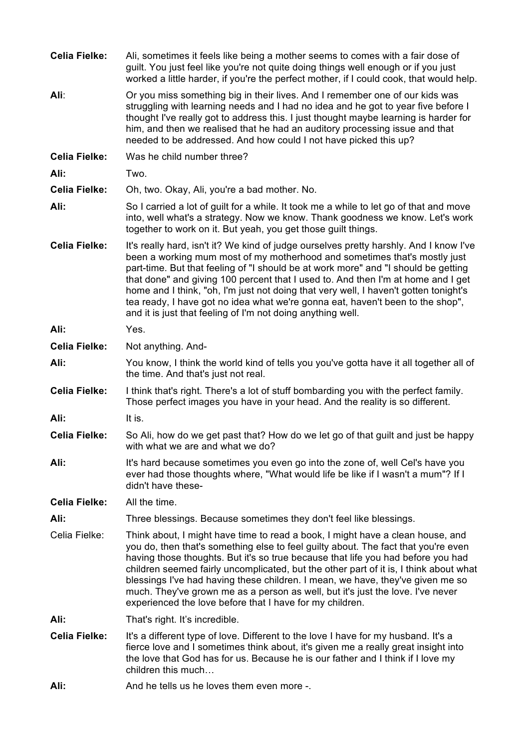**Celia Fielke:** Ali, sometimes it feels like being a mother seems to comes with a fair dose of guilt. You just feel like you're not quite doing things well enough or if you just worked a little harder, if you're the perfect mother, if I could cook, that would help.

**Ali**: Or you miss something big in their lives. And I remember one of our kids was struggling with learning needs and I had no idea and he got to year five before I thought I've really got to address this. I just thought maybe learning is harder for him, and then we realised that he had an auditory processing issue and that needed to be addressed. And how could I not have picked this up?

**Celia Fielke:** Was he child number three?

**Ali:** Two.

**Celia Fielke:** Oh, two. Okay, Ali, you're a bad mother. No.

**Ali:** So I carried a lot of guilt for a while. It took me a while to let go of that and move into, well what's a strategy. Now we know. Thank goodness we know. Let's work together to work on it. But yeah, you get those guilt things.

**Celia Fielke:** It's really hard, isn't it? We kind of judge ourselves pretty harshly. And I know I've been a working mum most of my motherhood and sometimes that's mostly just part-time. But that feeling of "I should be at work more" and "I should be getting that done" and giving 100 percent that I used to. And then I'm at home and I get home and I think, "oh, I'm just not doing that very well, I haven't gotten tonight's tea ready, I have got no idea what we're gonna eat, haven't been to the shop", and it is just that feeling of I'm not doing anything well.

**Ali:** Yes.

**Celia Fielke:** Not anything. And-

**Ali:** You know, I think the world kind of tells you you've gotta have it all together all of the time. And that's just not real.

**Celia Fielke:** I think that's right. There's a lot of stuff bombarding you with the perfect family. Those perfect images you have in your head. And the reality is so different.

**Ali:** It is.

**Celia Fielke:** So Ali, how do we get past that? How do we let go of that guilt and just be happy with what we are and what we do?

**Ali:** It's hard because sometimes you even go into the zone of, well Cel's have you ever had those thoughts where, "What would life be like if I wasn't a mum"? If I didn't have these-

**Celia Fielke:** All the time.

**Ali:** Three blessings. Because sometimes they don't feel like blessings.

Celia Fielke: Think about, I might have time to read a book, I might have a clean house, and you do, then that's something else to feel guilty about. The fact that you're even having those thoughts. But it's so true because that life you had before you had children seemed fairly uncomplicated, but the other part of it is, I think about what blessings I've had having these children. I mean, we have, they've given me so much. They've grown me as a person as well, but it's just the love. I've never experienced the love before that I have for my children.

**Ali:** That's right. It's incredible.

**Celia Fielke:** It's a different type of love. Different to the love I have for my husband. It's a fierce love and I sometimes think about, it's given me a really great insight into the love that God has for us. Because he is our father and I think if I love my children this much…

**Ali:** And he tells us he loves them even more -.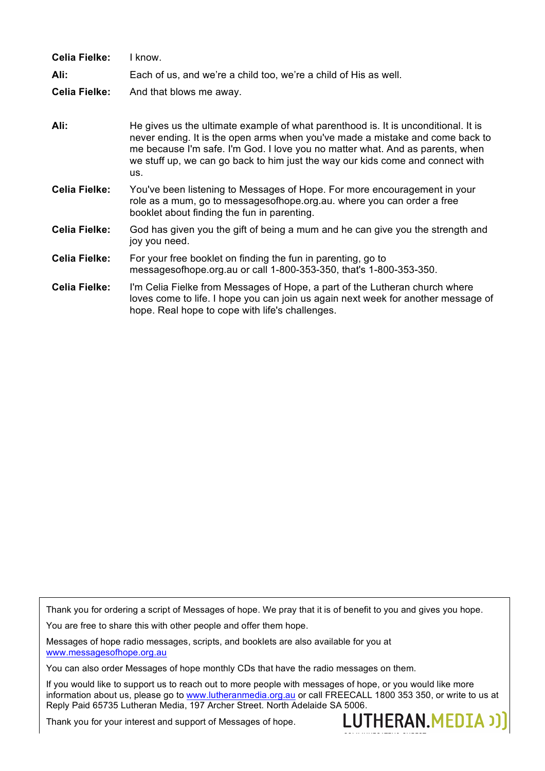**Celia Fielke:** I know.

**Ali:** Each of us, and we're a child too, we're a child of His as well.

**Celia Fielke:** And that blows me away.

**Ali:** He gives us the ultimate example of what parenthood is. It is unconditional. It is never ending. It is the open arms when you've made a mistake and come back to me because I'm safe. I'm God. I love you no matter what. And as parents, when we stuff up, we can go back to him just the way our kids come and connect with us.

**Celia Fielke:** You've been listening to Messages of Hope. For more encouragement in your role as a mum, go to messagesofhope.org.au. where you can order a free booklet about finding the fun in parenting.

**Celia Fielke:** God has given you the gift of being a mum and he can give you the strength and joy you need.

**Celia Fielke:** For your free booklet on finding the fun in parenting, go to messagesofhope.org.au or call 1-800-353-350, that's 1-800-353-350.

**Celia Fielke:** I'm Celia Fielke from Messages of Hope, a part of the Lutheran church where loves come to life. I hope you can join us again next week for another message of hope. Real hope to cope with life's challenges.

---

Thank you for ordering a script of Messages of hope. We pray that it is of benefit to you and gives you hope.

You are free to share this with other people and offer them hope.

Messages of hope radio messages, scripts, and booklets are also available for you at www.messagesofhope.org.au

You can also order Messages of hope monthly CDs that have the radio messages on them.

If you would like to support us to reach out to more people with messages of hope, or you would like more information about us, please go to www.lutheranmedia.org.au or call FREECALL 1800 353 350, or write to us at Reply Paid 65735 Lutheran Media, 197 Archer Street. North Adelaide SA 5006.

Thank you for your interest and support of Messages of hope.

LUTHERAN.MEDIA